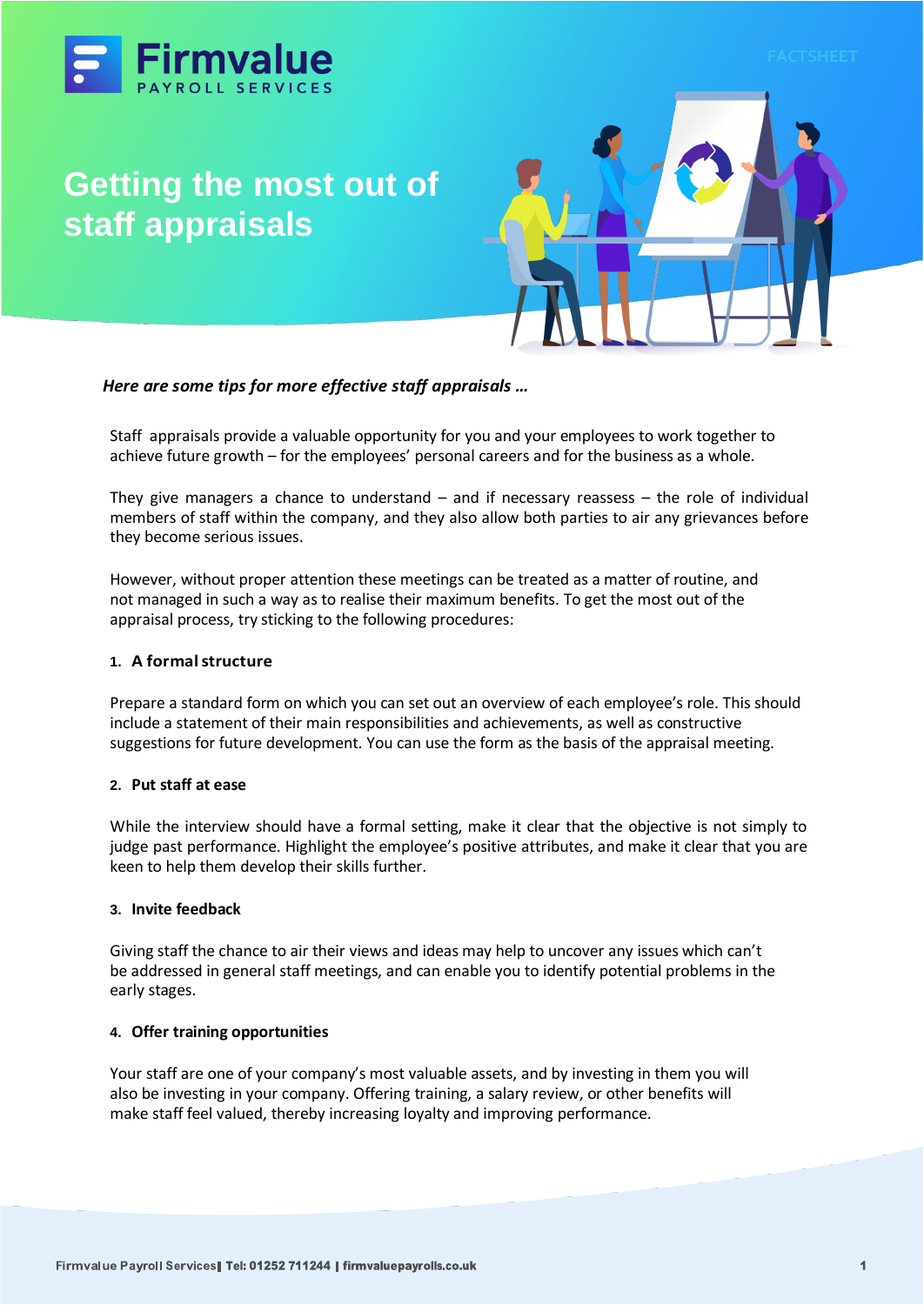Firmvalue
PAYROLL SERVICES

FACTSHEET

# Getting the most out of staff appraisals

***Here are some tips for more effective staff appraisals …***

Staff appraisals provide a valuable opportunity for you and your employees to work together to achieve future growth – for the employees' personal careers and for the business as a whole.

They give managers a chance to understand – and if necessary reassess – the role of individual members of staff within the company, and they also allow both parties to air any grievances before they become serious issues.

However, without proper attention these meetings can be treated as a matter of routine, and not managed in such a way as to realise their maximum benefits. To get the most out of the appraisal process, try sticking to the following procedures:

### 1. A formal structure

Prepare a standard form on which you can set out an overview of each employee's role. This should include a statement of their main responsibilities and achievements, as well as constructive suggestions for future development. You can use the form as the basis of the appraisal meeting.

### 2. Put staff at ease

While the interview should have a formal setting, make it clear that the objective is not simply to judge past performance. Highlight the employee's positive attributes, and make it clear that you are keen to help them develop their skills further.

### 3. Invite feedback

Giving staff the chance to air their views and ideas may help to uncover any issues which can't be addressed in general staff meetings, and can enable you to identify potential problems in the early stages.

### 4. Offer training opportunities

Your staff are one of your company's most valuable assets, and by investing in them you will also be investing in your company. Offering training, a salary review, or other benefits will make staff feel valued, thereby increasing loyalty and improving performance.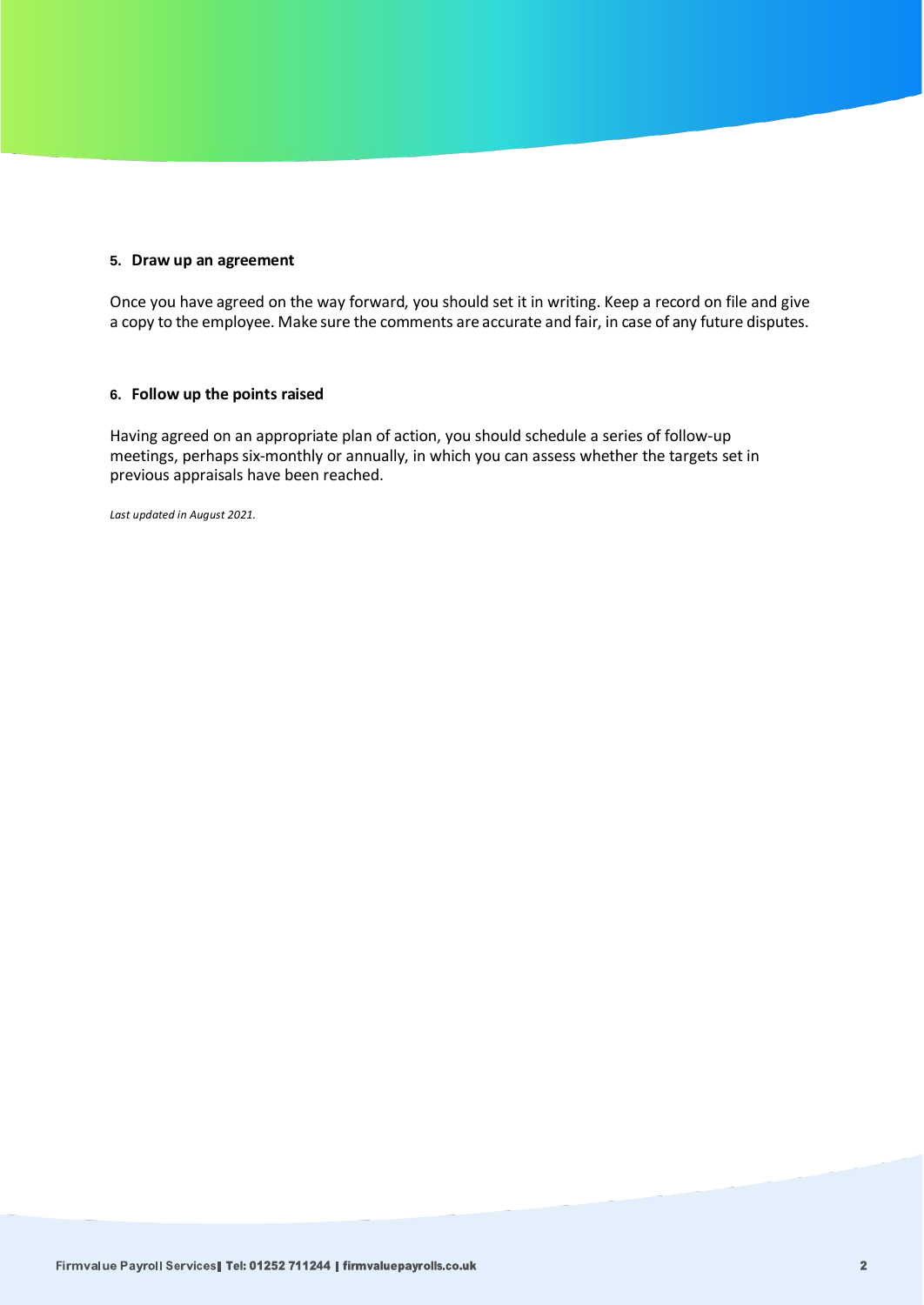### 5. Draw up an agreement

Once you have agreed on the way forward, you should set it in writing. Keep a record on file and give a copy to the employee. Make sure the comments are accurate and fair, in case of any future disputes.

### 6. Follow up the points raised

Having agreed on an appropriate plan of action, you should schedule a series of follow-up meetings, perhaps six-monthly or annually, in which you can assess whether the targets set in previous appraisals have been reached.

*Last updated in August 2021.*